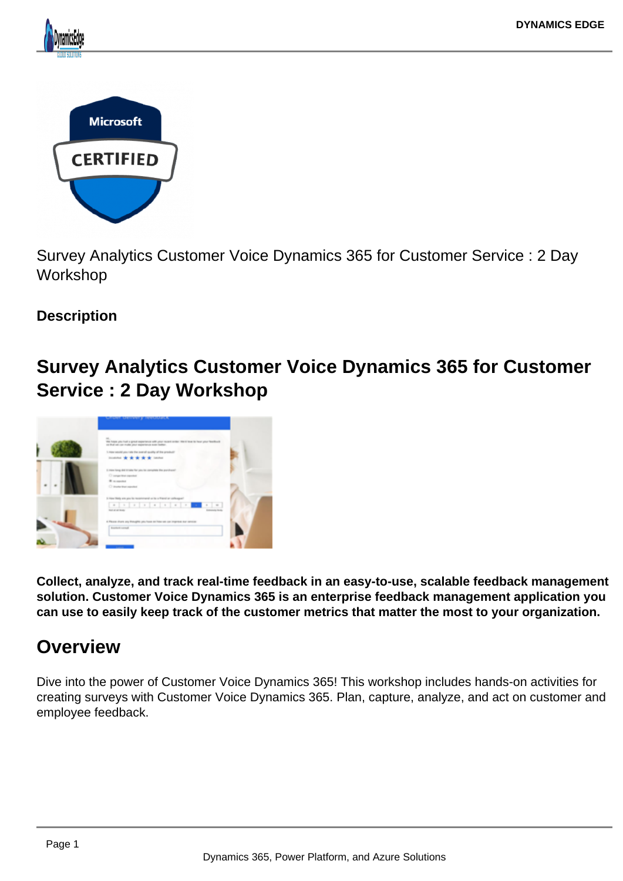Survey Analytics Customer Voice Dynamics 365 for Customer Service : 2 Day Workshop

**Description**

## Survey Analytics Customer Voice Dynamics 365 for Customer Service : 2 Day Workshop

**Collect, analyze, and track real-time feedback in an easy-to-use, scalable feedback management solution. Customer Voice Dynamics 365 is an enterprise feedback management application you can use to easily keep track of the customer metrics that matter the most to your organization.**

## Overview

Dive into the power of Customer Voice Dynamics 365! This workshop includes hands-on activities for creating surveys with Customer Voice Dynamics 365. Plan, capture, analyze, and act on customer and employee feedback.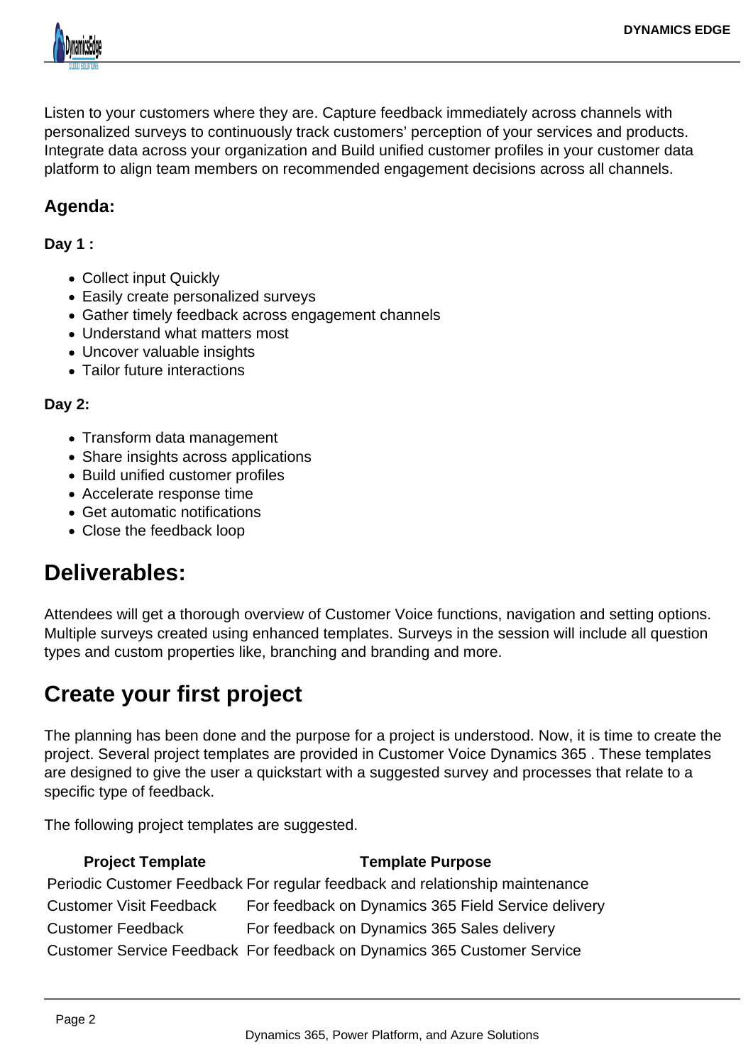Listen to your customers where they are. Capture feedback immediately across channels with personalized surveys to continuously track customers' perception of your services and products. Integrate data across your organization and Build unified customer profiles in your customer data platform to align team members on recommended engagement decisions across all channels.

### Agenda:

**Day 1 :**

- Collect input Quickly
- Easily create personalized surveys
- Gather timely feedback across engagement channels
- Understand what matters most
- Uncover valuable insights
- Tailor future interactions

**Day 2:**

- Transform data management
- Share insights across applications
- Build unified customer profiles
- Accelerate response time
- Get automatic notifications
- Close the feedback loop

## Deliverables:

Attendees will get a thorough overview of Customer Voice functions, navigation and setting options. Multiple surveys created using enhanced templates. Surveys in the session will include all question types and custom properties like, branching and branding and more.

## Create your first project

The planning has been done and the purpose for a project is understood. Now, it is time to create the project. Several project templates are provided in Customer Voice Dynamics 365 . These templates are designed to give the user a quickstart with a suggested survey and processes that relate to a specific type of feedback.

The following project templates are suggested.

| Project Template | Template Purpose |
|---|---|
| Periodic Customer Feedback | For regular feedback and relationship maintenance |
| Customer Visit Feedback | For feedback on Dynamics 365 Field Service delivery |
| Customer Feedback | For feedback on Dynamics 365 Sales delivery |
| Customer Service Feedback | For feedback on Dynamics 365 Customer Service |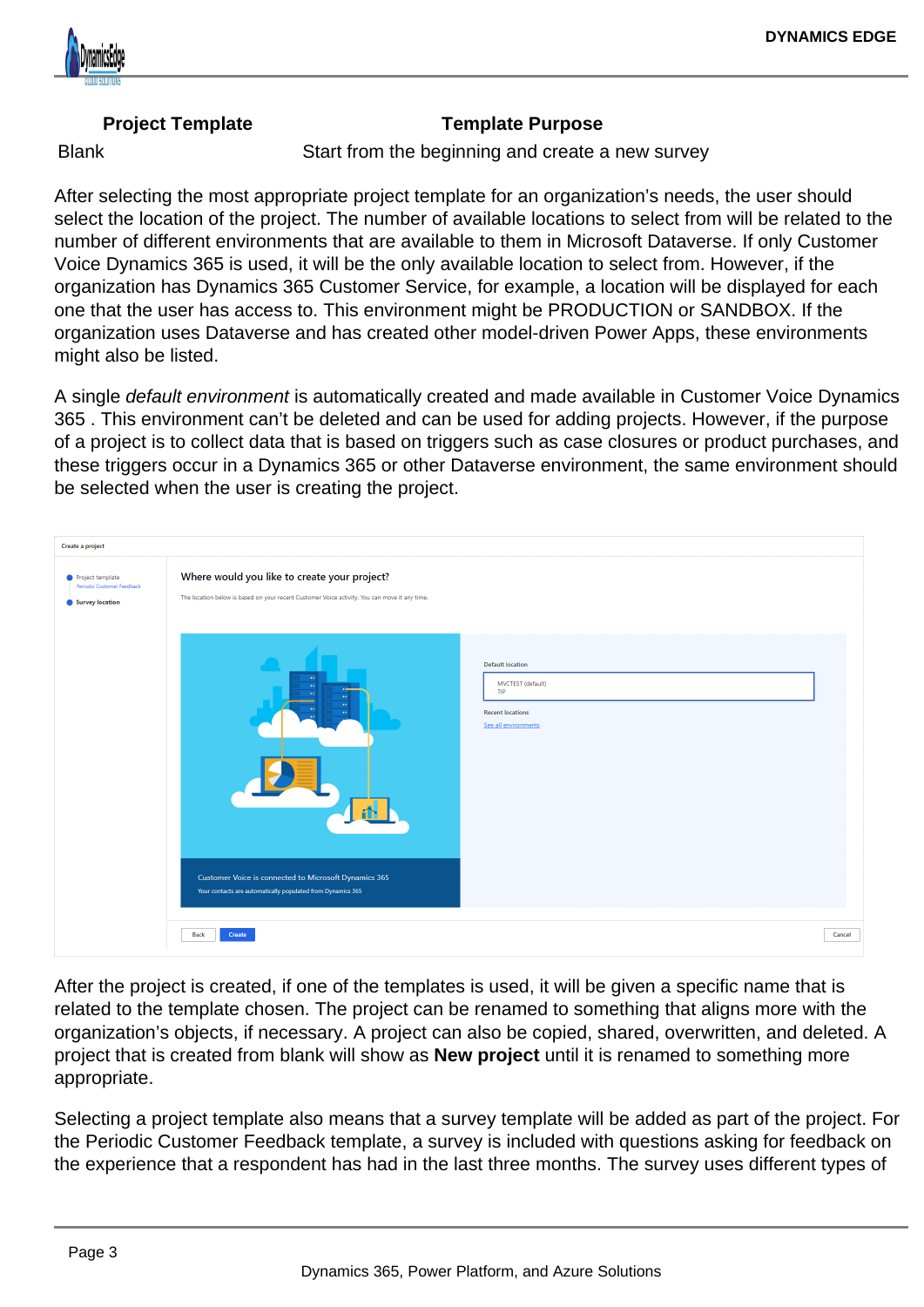| Project Template | Template Purpose |
| --- | --- |
| Blank | Start from the beginning and create a new survey |

After selecting the most appropriate project template for an organization's needs, the user should select the location of the project. The number of available locations to select from will be related to the number of different environments that are available to them in Microsoft Dataverse. If only Customer Voice Dynamics 365 is used, it will be the only available location to select from. However, if the organization has Dynamics 365 Customer Service, for example, a location will be displayed for each one that the user has access to. This environment might be PRODUCTION or SANDBOX. If the organization uses Dataverse and has created other model-driven Power Apps, these environments might also be listed.

A single *default environment* is automatically created and made available in Customer Voice Dynamics 365 . This environment can't be deleted and can be used for adding projects. However, if the purpose of a project is to collect data that is based on triggers such as case closures or product purchases, and these triggers occur in a Dynamics 365 or other Dataverse environment, the same environment should be selected when the user is creating the project.

After the project is created, if one of the templates is used, it will be given a specific name that is related to the template chosen. The project can be renamed to something that aligns more with the organization's objects, if necessary. A project can also be copied, shared, overwritten, and deleted. A project that is created from blank will show as **New project** until it is renamed to something more appropriate.

Selecting a project template also means that a survey template will be added as part of the project. For the Periodic Customer Feedback template, a survey is included with questions asking for feedback on the experience that a respondent has had in the last three months. The survey uses different types of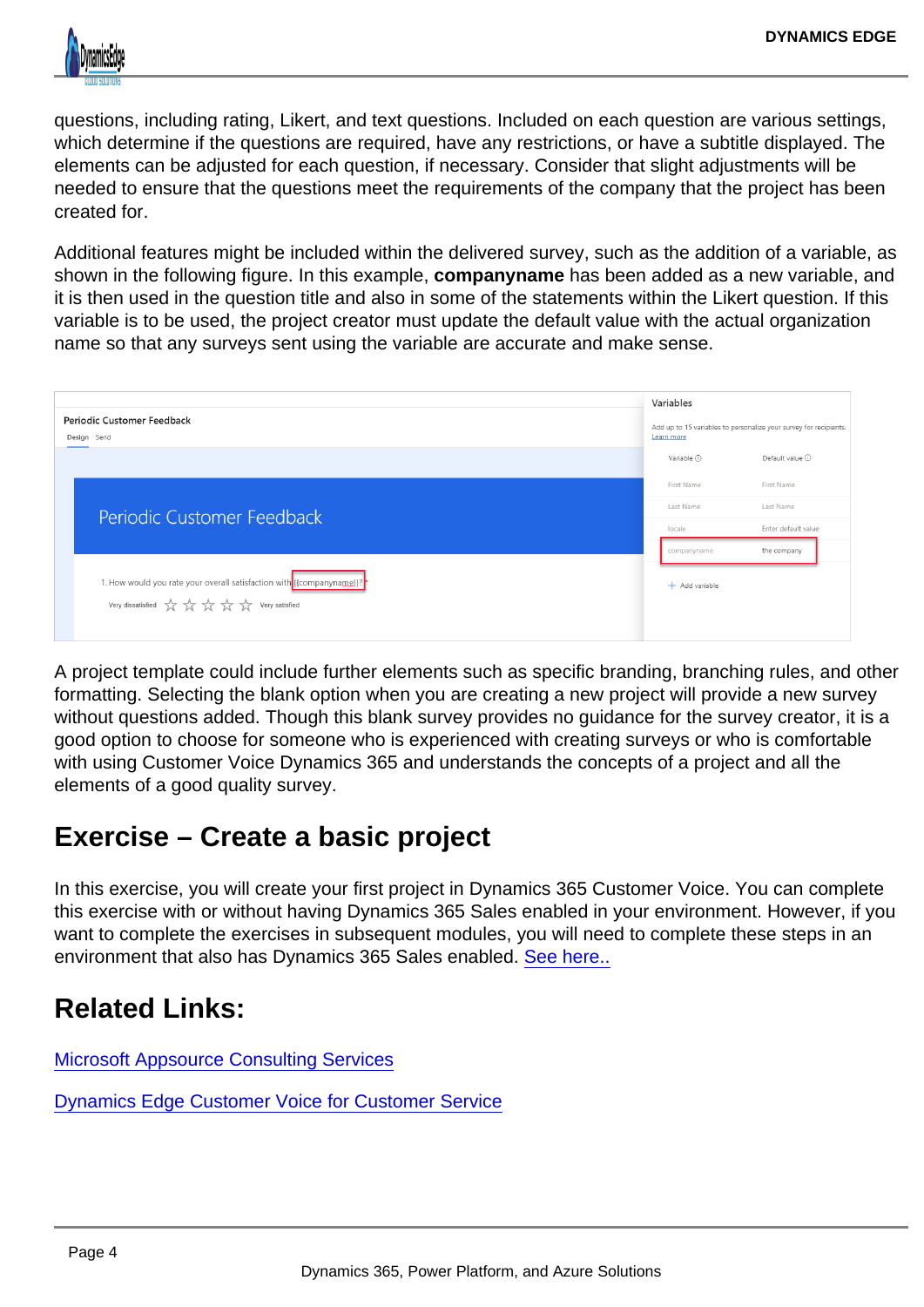questions, including rating, Likert, and text questions. Included on each question are various settings, which determine if the questions are required, have any restrictions, or have a subtitle displayed. The elements can be adjusted for each question, if necessary. Consider that slight adjustments will be needed to ensure that the questions meet the requirements of the company that the project has been created for.

Additional features might be included within the delivered survey, such as the addition of a variable, as shown in the following figure. In this example, **companyname** has been added as a new variable, and it is then used in the question title and also in some of the statements within the Likert question. If this variable is to be used, the project creator must update the default value with the actual organization name so that any surveys sent using the variable are accurate and make sense.

A project template could include further elements such as specific branding, branching rules, and other formatting. Selecting the blank option when you are creating a new project will provide a new survey without questions added. Though this blank survey provides no guidance for the survey creator, it is a good option to choose for someone who is experienced with creating surveys or who is comfortable with using Customer Voice Dynamics 365 and understands the concepts of a project and all the elements of a good quality survey.

## Exercise – Create a basic project

In this exercise, you will create your first project in Dynamics 365 Customer Voice. You can complete this exercise with or without having Dynamics 365 Sales enabled in your environment. However, if you want to complete the exercises in subsequent modules, you will need to complete these steps in an environment that also has Dynamics 365 Sales enabled. [See here..]

## Related Links:

[Microsoft Appsource Consulting Services]

[Dynamics Edge Customer Voice for Customer Service]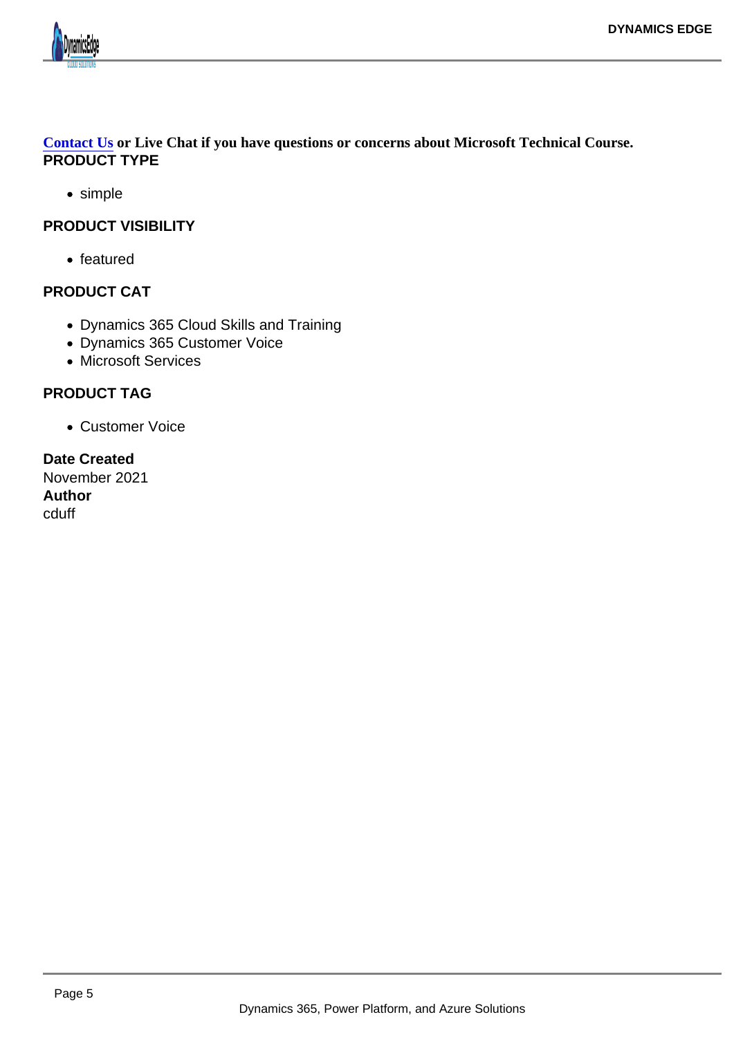**[Contact Us](#) or Live Chat if you have questions or concerns about Microsoft Technical Course.**

**PRODUCT TYPE**

- simple

**PRODUCT VISIBILITY**

- featured

**PRODUCT CAT**

- Dynamics 365 Cloud Skills and Training
- Dynamics 365 Customer Voice
- Microsoft Services

**PRODUCT TAG**

- Customer Voice

**Date Created**
November 2021
**Author**
cduff